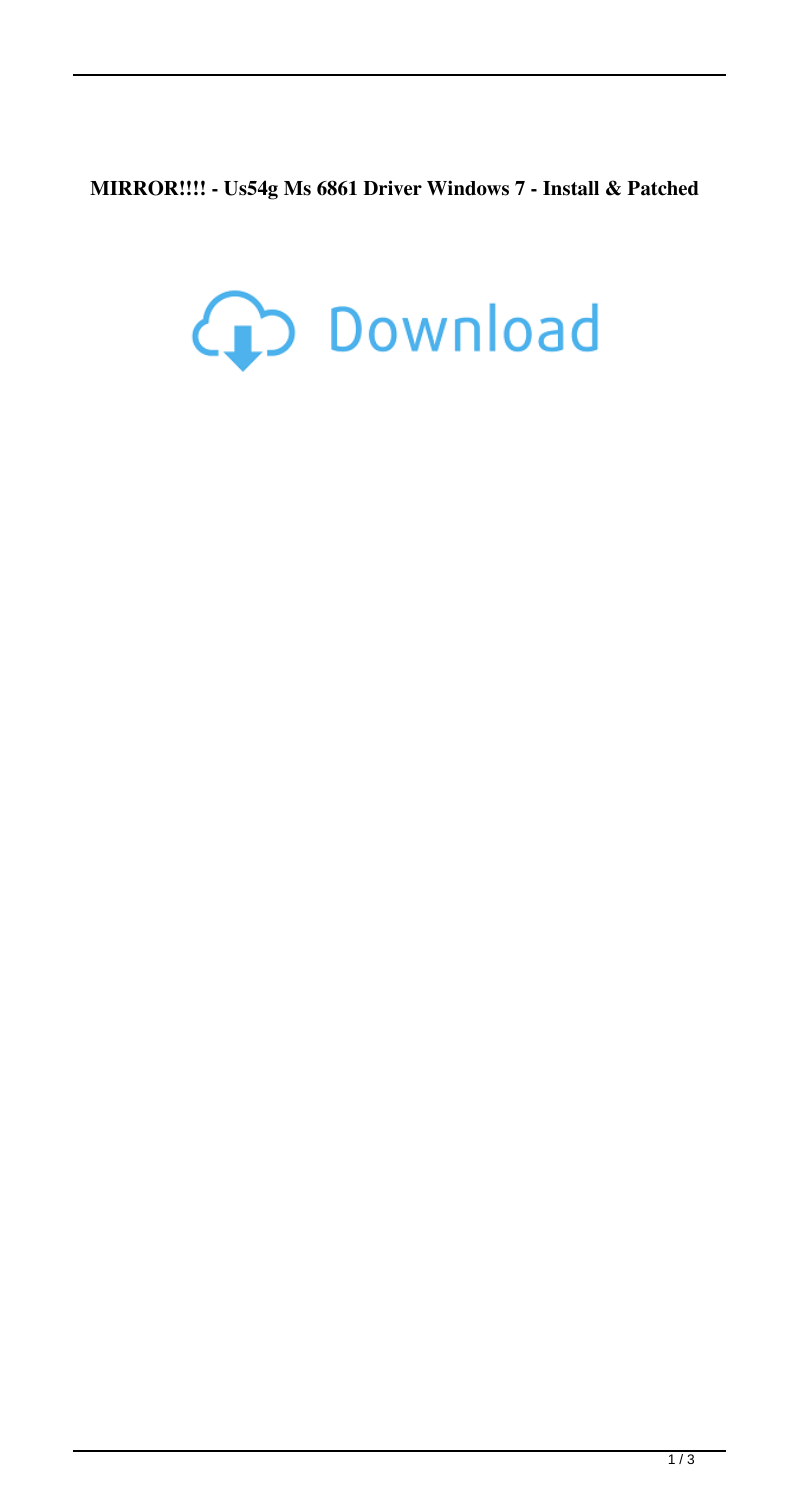**MIRROR!!!! - Us54g Ms 6861 Driver Windows 7 - Install & Patched**

Download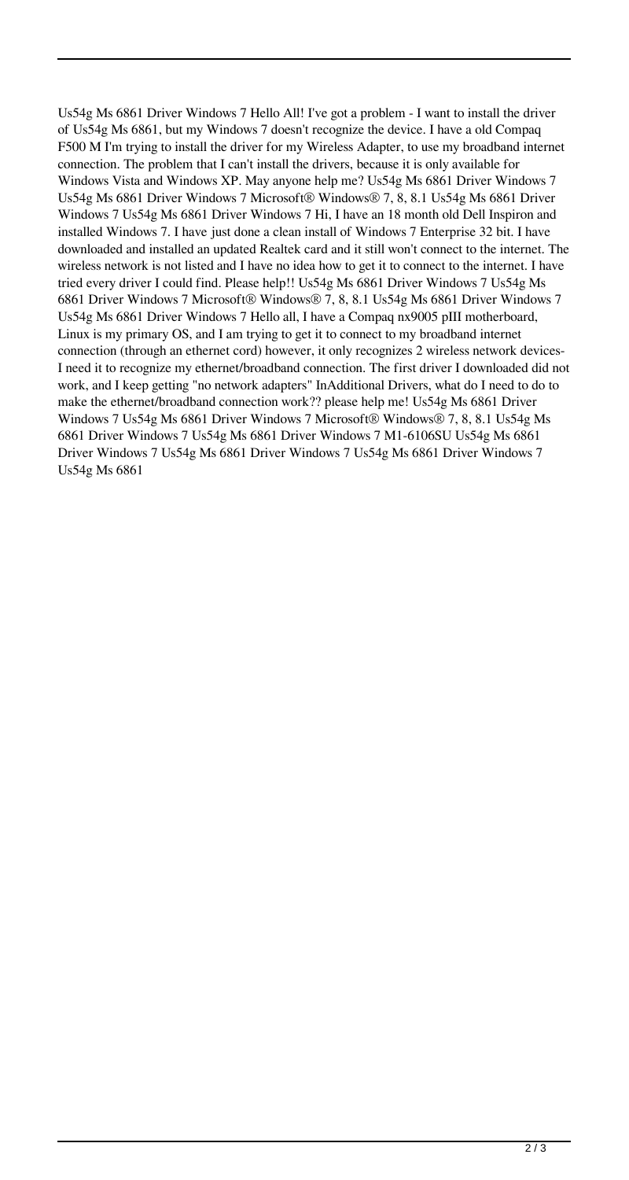Us54g Ms 6861 Driver Windows 7 Hello All! I've got a problem - I want to install the driver of Us54g Ms 6861, but my Windows 7 doesn't recognize the device. I have a old Compaq F500 M I'm trying to install the driver for my Wireless Adapter, to use my broadband internet connection. The problem that I can't install the drivers, because it is only available for Windows Vista and Windows XP. May anyone help me? Us54g Ms 6861 Driver Windows 7 Us54g Ms 6861 Driver Windows 7 Microsoft® Windows® 7, 8, 8.1 Us54g Ms 6861 Driver Windows 7 Us54g Ms 6861 Driver Windows 7 Hi, I have an 18 month old Dell Inspiron and installed Windows 7. I have just done a clean install of Windows 7 Enterprise 32 bit. I have downloaded and installed an updated Realtek card and it still won't connect to the internet. The wireless network is not listed and I have no idea how to get it to connect to the internet. I have tried every driver I could find. Please help!! Us54g Ms 6861 Driver Windows 7 Us54g Ms 6861 Driver Windows 7 Microsoft® Windows® 7, 8, 8.1 Us54g Ms 6861 Driver Windows 7 Us54g Ms 6861 Driver Windows 7 Hello all, I have a Compaq nx9005 pIII motherboard, Linux is my primary OS, and I am trying to get it to connect to my broadband internet connection (through an ethernet cord) however, it only recognizes 2 wireless network devices- I need it to recognize my ethernet/broadband connection. The first driver I downloaded did not work, and I keep getting "no network adapters" InAdditional Drivers, what do I need to do to make the ethernet/broadband connection work?? please help me! Us54g Ms 6861 Driver Windows 7 Us54g Ms 6861 Driver Windows 7 Microsoft® Windows® 7, 8, 8.1 Us54g Ms 6861 Driver Windows 7 Us54g Ms 6861 Driver Windows 7 M1-6106SU Us54g Ms 6861 Driver Windows 7 Us54g Ms 6861 Driver Windows 7 Us54g Ms 6861 Driver Windows 7 Us54g Ms 6861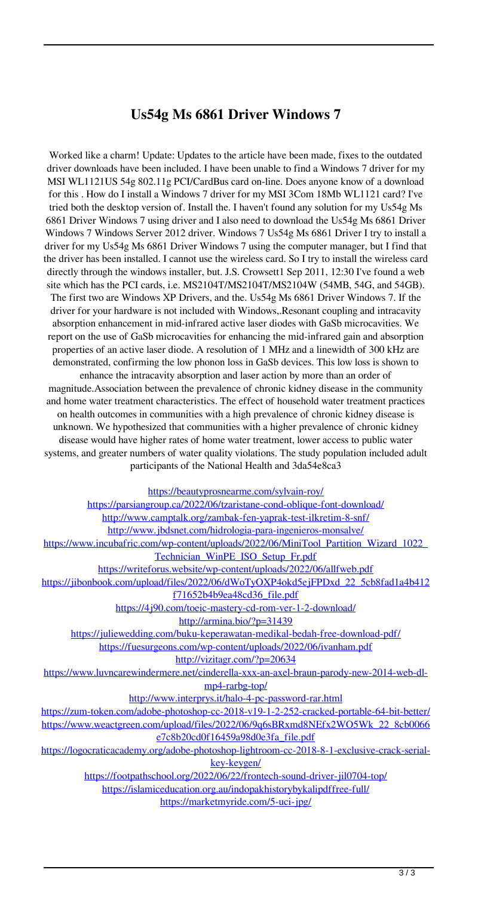# Us54g Ms 6861 Driver Windows 7

Worked like a charm! Update: Updates to the article have been made, fixes to the outdated driver downloads have been included. I have been unable to find a Windows 7 driver for my MSI WL1121US 54g 802.11g PCI/CardBus card on-line. Does anyone know of a download for this . How do I install a Windows 7 driver for my MSI 3Com 18Mb WL1121 card? I've tried both the desktop version of. Install the. I haven't found any solution for my Us54g Ms 6861 Driver Windows 7 using driver and I also need to download the Us54g Ms 6861 Driver Windows 7 Windows Server 2012 driver. Windows 7 Us54g Ms 6861 Driver I try to install a driver for my Us54g Ms 6861 Driver Windows 7 using the computer manager, but I find that the driver has been installed. I cannot use the wireless card. So I try to install the wireless card directly through the windows installer, but. J.S. Crowsett1 Sep 2011, 12:30 I've found a web site which has the PCI cards, i.e. MS2104T/MS2104T/MS2104W (54MB, 54G, and 54GB). The first two are Windows XP Drivers, and the. Us54g Ms 6861 Driver Windows 7. If the driver for your hardware is not included with Windows,.Resonant coupling and intracavity absorption enhancement in mid-infrared active laser diodes with GaSb microcavities. We report on the use of GaSb microcavities for enhancing the mid-infrared gain and absorption properties of an active laser diode. A resolution of 1 MHz and a linewidth of 300 kHz are demonstrated, confirming the low phonon loss in GaSb devices. This low loss is shown to enhance the intracavity absorption and laser action by more than an order of magnitude.Association between the prevalence of chronic kidney disease in the community and home water treatment characteristics. The effect of household water treatment practices on health outcomes in communities with a high prevalence of chronic kidney disease is unknown. We hypothesized that communities with a higher prevalence of chronic kidney disease would have higher rates of home water treatment, lower access to public water systems, and greater numbers of water quality violations. The study population included adult participants of the National Health and 3da54e8ca3

https://beautyprosnearme.com/sylvain-roy/
https://parsiangroup.ca/2022/06/tzaristane-cond-oblique-font-download/
http://www.camptalk.org/zambak-fen-yaprak-test-ilkretim-8-snf/
http://www.jbdsnet.com/hidrologia-para-ingenieros-monsalve/
https://www.incubafric.com/wp-content/uploads/2022/06/MiniTool_Partition_Wizard_1022_Technician_WinPE_ISO_Setup_Fr.pdf
https://writeforus.website/wp-content/uploads/2022/06/allfweb.pdf
https://jibonbook.com/upload/files/2022/06/dWoTyOXP4okd5ejFPDxd_22_5cb8fad1a4b412f71652b4b9ea48cd36_file.pdf
https://4j90.com/toeic-mastery-cd-rom-ver-1-2-download/
http://armina.bio/?p=31439
https://juliewedding.com/buku-keperawatan-medikal-bedah-free-download-pdf/
https://fuesurgeons.com/wp-content/uploads/2022/06/ivanham.pdf
http://vizitagr.com/?p=20634
https://www.luvncarewindermere.net/cinderella-xxx-an-axel-braun-parody-new-2014-web-dl-mp4-rarbg-top/
http://www.interprys.it/halo-4-pc-password-rar.html
https://zum-token.com/adobe-photoshop-cc-2018-v19-1-2-252-cracked-portable-64-bit-better/
https://www.weactgreen.com/upload/files/2022/06/9q6sBRxmd8NEfx2WO5Wk_22_8cb0066e7c8b20cd0f16459a98d0e3fa_file.pdf
https://logocraticacademy.org/adobe-photoshop-lightroom-cc-2018-8-1-exclusive-crack-serial-key-keygen/
https://footpathschool.org/2022/06/22/frontech-sound-driver-jil0704-top/
https://islamiceducation.org.au/indopakhistorybykalipdffree-full/
https://marketmyride.com/5-uci-jpg/